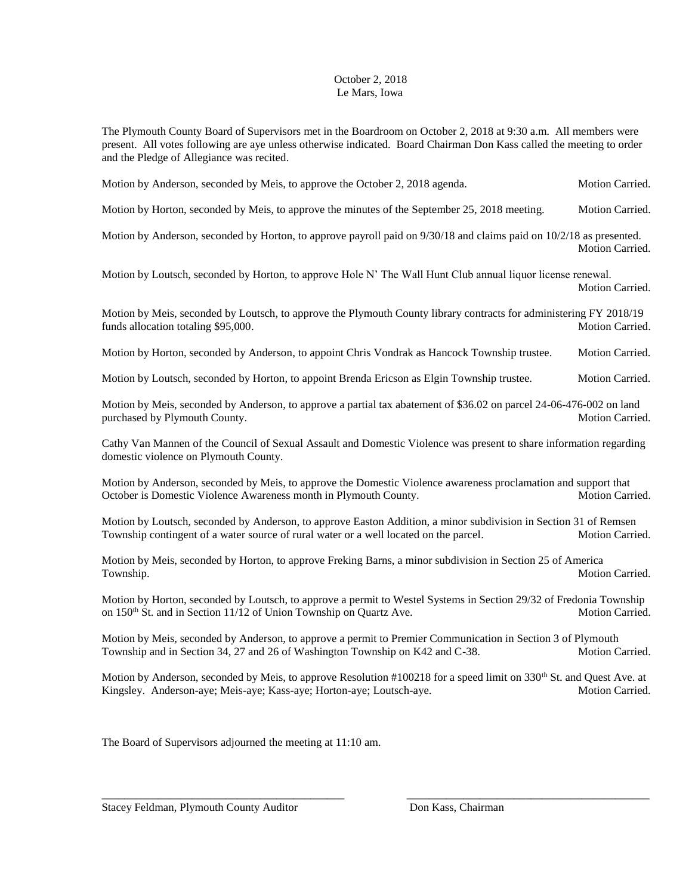October 2, 2018
Le Mars, Iowa

The Plymouth County Board of Supervisors met in the Boardroom on October 2, 2018 at 9:30 a.m. All members were present. All votes following are aye unless otherwise indicated. Board Chairman Don Kass called the meeting to order and the Pledge of Allegiance was recited.

Motion by Anderson, seconded by Meis, to approve the October 2, 2018 agenda. Motion Carried.

Motion by Horton, seconded by Meis, to approve the minutes of the September 25, 2018 meeting. Motion Carried.

Motion by Anderson, seconded by Horton, to approve payroll paid on 9/30/18 and claims paid on 10/2/18 as presented. Motion Carried.

Motion by Loutsch, seconded by Horton, to approve Hole N' The Wall Hunt Club annual liquor license renewal. Motion Carried.

Motion by Meis, seconded by Loutsch, to approve the Plymouth County library contracts for administering FY 2018/19 funds allocation totaling $95,000. Motion Carried.

Motion by Horton, seconded by Anderson, to appoint Chris Vondrak as Hancock Township trustee. Motion Carried.

Motion by Loutsch, seconded by Horton, to appoint Brenda Ericson as Elgin Township trustee. Motion Carried.

Motion by Meis, seconded by Anderson, to approve a partial tax abatement of $36.02 on parcel 24-06-476-002 on land purchased by Plymouth County. Motion Carried.

Cathy Van Mannen of the Council of Sexual Assault and Domestic Violence was present to share information regarding domestic violence on Plymouth County.

Motion by Anderson, seconded by Meis, to approve the Domestic Violence awareness proclamation and support that October is Domestic Violence Awareness month in Plymouth County. Motion Carried.

Motion by Loutsch, seconded by Anderson, to approve Easton Addition, a minor subdivision in Section 31 of Remsen Township contingent of a water source of rural water or a well located on the parcel. Motion Carried.

Motion by Meis, seconded by Horton, to approve Freking Barns, a minor subdivision in Section 25 of America Township. Motion Carried.

Motion by Horton, seconded by Loutsch, to approve a permit to Westel Systems in Section 29/32 of Fredonia Township on 150th St. and in Section 11/12 of Union Township on Quartz Ave. Motion Carried.

Motion by Meis, seconded by Anderson, to approve a permit to Premier Communication in Section 3 of Plymouth Township and in Section 34, 27 and 26 of Washington Township on K42 and C-38. Motion Carried.

Motion by Anderson, seconded by Meis, to approve Resolution #100218 for a speed limit on 330th St. and Quest Ave. at Kingsley. Anderson-aye; Meis-aye; Kass-aye; Horton-aye; Loutsch-aye. Motion Carried.

The Board of Supervisors adjourned the meeting at 11:10 am.

_____________________________________________ _____________________________________________

Stacey Feldman, Plymouth County Auditor Don Kass, Chairman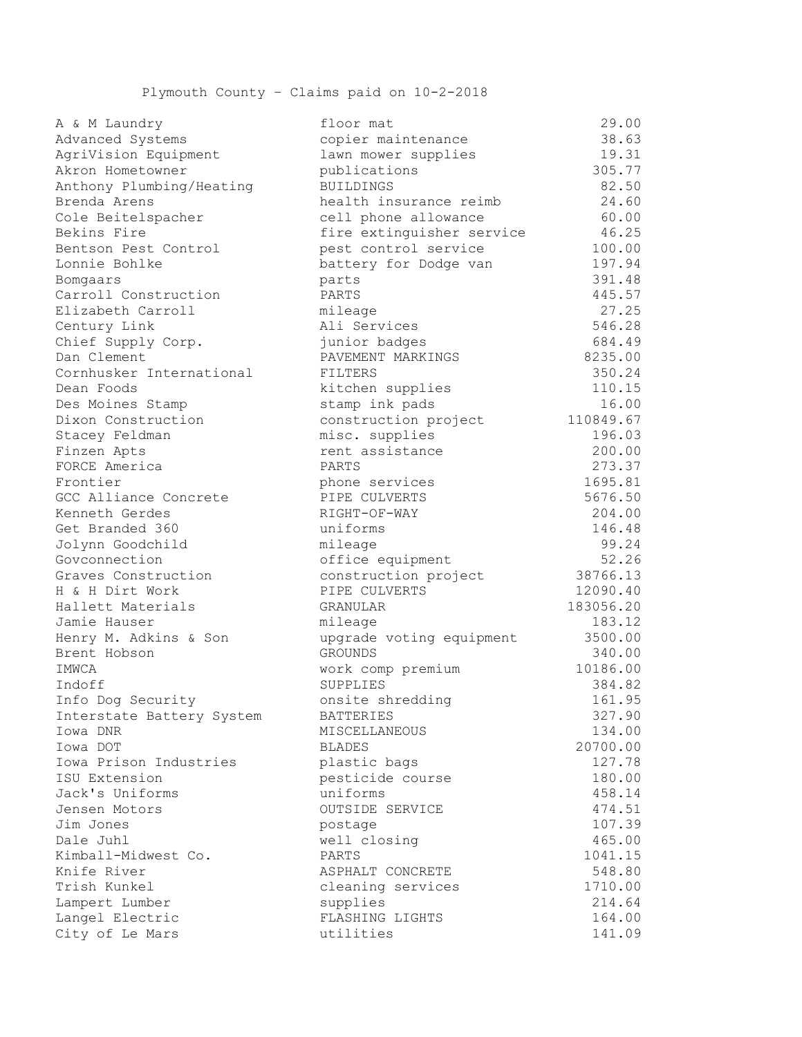Plymouth County – Claims paid on 10-2-2018

| | | |
|---|---|---|
| A & M Laundry | floor mat | 29.00 |
| Advanced Systems | copier maintenance | 38.63 |
| AgriVision Equipment | lawn mower supplies | 19.31 |
| Akron Hometowner | publications | 305.77 |
| Anthony Plumbing/Heating | BUILDINGS | 82.50 |
| Brenda Arens | health insurance reimb | 24.60 |
| Cole Beitelspacher | cell phone allowance | 60.00 |
| Bekins Fire | fire extinguisher service | 46.25 |
| Bentson Pest Control | pest control service | 100.00 |
| Lonnie Bohlke | battery for Dodge van | 197.94 |
| Bomgaars | parts | 391.48 |
| Carroll Construction | PARTS | 445.57 |
| Elizabeth Carroll | mileage | 27.25 |
| Century Link | Ali Services | 546.28 |
| Chief Supply Corp. | junior badges | 684.49 |
| Dan Clement | PAVEMENT MARKINGS | 8235.00 |
| Cornhusker International | FILTERS | 350.24 |
| Dean Foods | kitchen supplies | 110.15 |
| Des Moines Stamp | stamp ink pads | 16.00 |
| Dixon Construction | construction project | 110849.67 |
| Stacey Feldman | misc. supplies | 196.03 |
| Finzen Apts | rent assistance | 200.00 |
| FORCE America | PARTS | 273.37 |
| Frontier | phone services | 1695.81 |
| GCC Alliance Concrete | PIPE CULVERTS | 5676.50 |
| Kenneth Gerdes | RIGHT-OF-WAY | 204.00 |
| Get Branded 360 | uniforms | 146.48 |
| Jolynn Goodchild | mileage | 99.24 |
| Govconnection | office equipment | 52.26 |
| Graves Construction | construction project | 38766.13 |
| H & H Dirt Work | PIPE CULVERTS | 12090.40 |
| Hallett Materials | GRANULAR | 183056.20 |
| Jamie Hauser | mileage | 183.12 |
| Henry M. Adkins & Son | upgrade voting equipment | 3500.00 |
| Brent Hobson | GROUNDS | 340.00 |
| IMWCA | work comp premium | 10186.00 |
| Indoff | SUPPLIES | 384.82 |
| Info Dog Security | onsite shredding | 161.95 |
| Interstate Battery System | BATTERIES | 327.90 |
| Iowa DNR | MISCELLANEOUS | 134.00 |
| Iowa DOT | BLADES | 20700.00 |
| Iowa Prison Industries | plastic bags | 127.78 |
| ISU Extension | pesticide course | 180.00 |
| Jack's Uniforms | uniforms | 458.14 |
| Jensen Motors | OUTSIDE SERVICE | 474.51 |
| Jim Jones | postage | 107.39 |
| Dale Juhl | well closing | 465.00 |
| Kimball-Midwest Co. | PARTS | 1041.15 |
| Knife River | ASPHALT CONCRETE | 548.80 |
| Trish Kunkel | cleaning services | 1710.00 |
| Lampert Lumber | supplies | 214.64 |
| Langel Electric | FLASHING LIGHTS | 164.00 |
| City of Le Mars | utilities | 141.09 |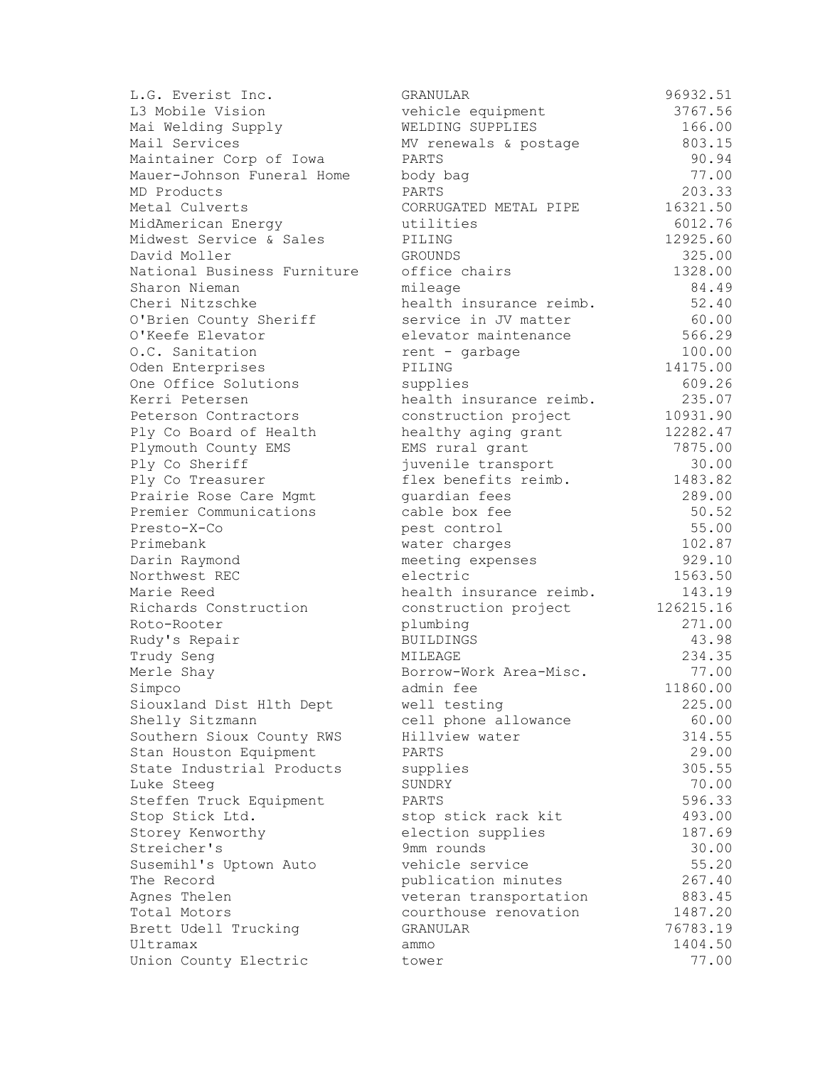| | | |
|---|---|---|
| L.G. Everist Inc. | GRANULAR | 96932.51 |
| L3 Mobile Vision | vehicle equipment | 3767.56 |
| Mai Welding Supply | WELDING SUPPLIES | 166.00 |
| Mail Services | MV renewals & postage | 803.15 |
| Maintainer Corp of Iowa | PARTS | 90.94 |
| Mauer-Johnson Funeral Home | body bag | 77.00 |
| MD Products | PARTS | 203.33 |
| Metal Culverts | CORRUGATED METAL PIPE | 16321.50 |
| MidAmerican Energy | utilities | 6012.76 |
| Midwest Service & Sales | PILING | 12925.60 |
| David Moller | GROUNDS | 325.00 |
| National Business Furniture | office chairs | 1328.00 |
| Sharon Nieman | mileage | 84.49 |
| Cheri Nitzschke | health insurance reimb. | 52.40 |
| O'Brien County Sheriff | service in JV matter | 60.00 |
| O'Keefe Elevator | elevator maintenance | 566.29 |
| O.C. Sanitation | rent - garbage | 100.00 |
| Oden Enterprises | PILING | 14175.00 |
| One Office Solutions | supplies | 609.26 |
| Kerri Petersen | health insurance reimb. | 235.07 |
| Peterson Contractors | construction project | 10931.90 |
| Ply Co Board of Health | healthy aging grant | 12282.47 |
| Plymouth County EMS | EMS rural grant | 7875.00 |
| Ply Co Sheriff | juvenile transport | 30.00 |
| Ply Co Treasurer | flex benefits reimb. | 1483.82 |
| Prairie Rose Care Mgmt | guardian fees | 289.00 |
| Premier Communications | cable box fee | 50.52 |
| Presto-X-Co | pest control | 55.00 |
| Primebank | water charges | 102.87 |
| Darin Raymond | meeting expenses | 929.10 |
| Northwest REC | electric | 1563.50 |
| Marie Reed | health insurance reimb. | 143.19 |
| Richards Construction | construction project | 126215.16 |
| Roto-Rooter | plumbing | 271.00 |
| Rudy's Repair | BUILDINGS | 43.98 |
| Trudy Seng | MILEAGE | 234.35 |
| Merle Shay | Borrow-Work Area-Misc. | 77.00 |
| Simpco | admin fee | 11860.00 |
| Siouxland Dist Hlth Dept | well testing | 225.00 |
| Shelly Sitzmann | cell phone allowance | 60.00 |
| Southern Sioux County RWS | Hillview water | 314.55 |
| Stan Houston Equipment | PARTS | 29.00 |
| State Industrial Products | supplies | 305.55 |
| Luke Steeg | SUNDRY | 70.00 |
| Steffen Truck Equipment | PARTS | 596.33 |
| Stop Stick Ltd. | stop stick rack kit | 493.00 |
| Storey Kenworthy | election supplies | 187.69 |
| Streicher's | 9mm rounds | 30.00 |
| Susemihl's Uptown Auto | vehicle service | 55.20 |
| The Record | publication minutes | 267.40 |
| Agnes Thelen | veteran transportation | 883.45 |
| Total Motors | courthouse renovation | 1487.20 |
| Brett Udell Trucking | GRANULAR | 76783.19 |
| Ultramax | ammo | 1404.50 |
| Union County Electric | tower | 77.00 |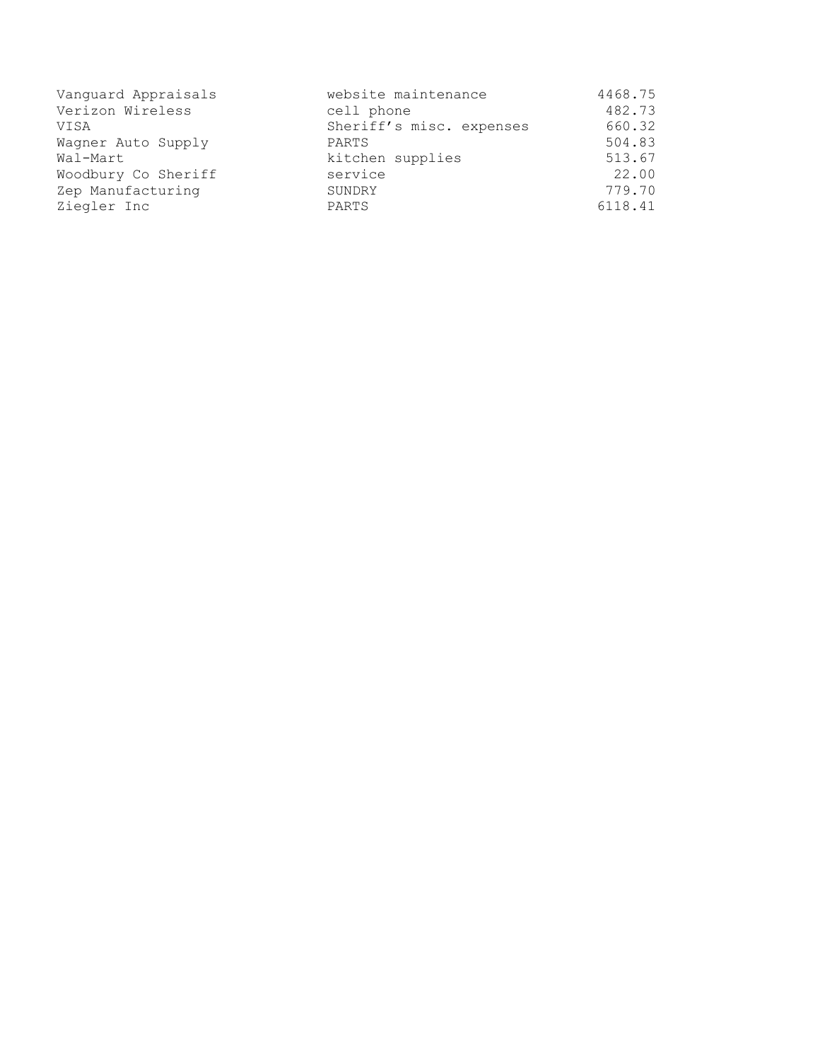| | | |
|---|---|---|
| Vanguard Appraisals | website maintenance | 4468.75 |
| Verizon Wireless | cell phone | 482.73 |
| VISA | Sheriff's misc. expenses | 660.32 |
| Wagner Auto Supply | PARTS | 504.83 |
| Wal-Mart | kitchen supplies | 513.67 |
| Woodbury Co Sheriff | service | 22.00 |
| Zep Manufacturing | SUNDRY | 779.70 |
| Ziegler Inc | PARTS | 6118.41 |